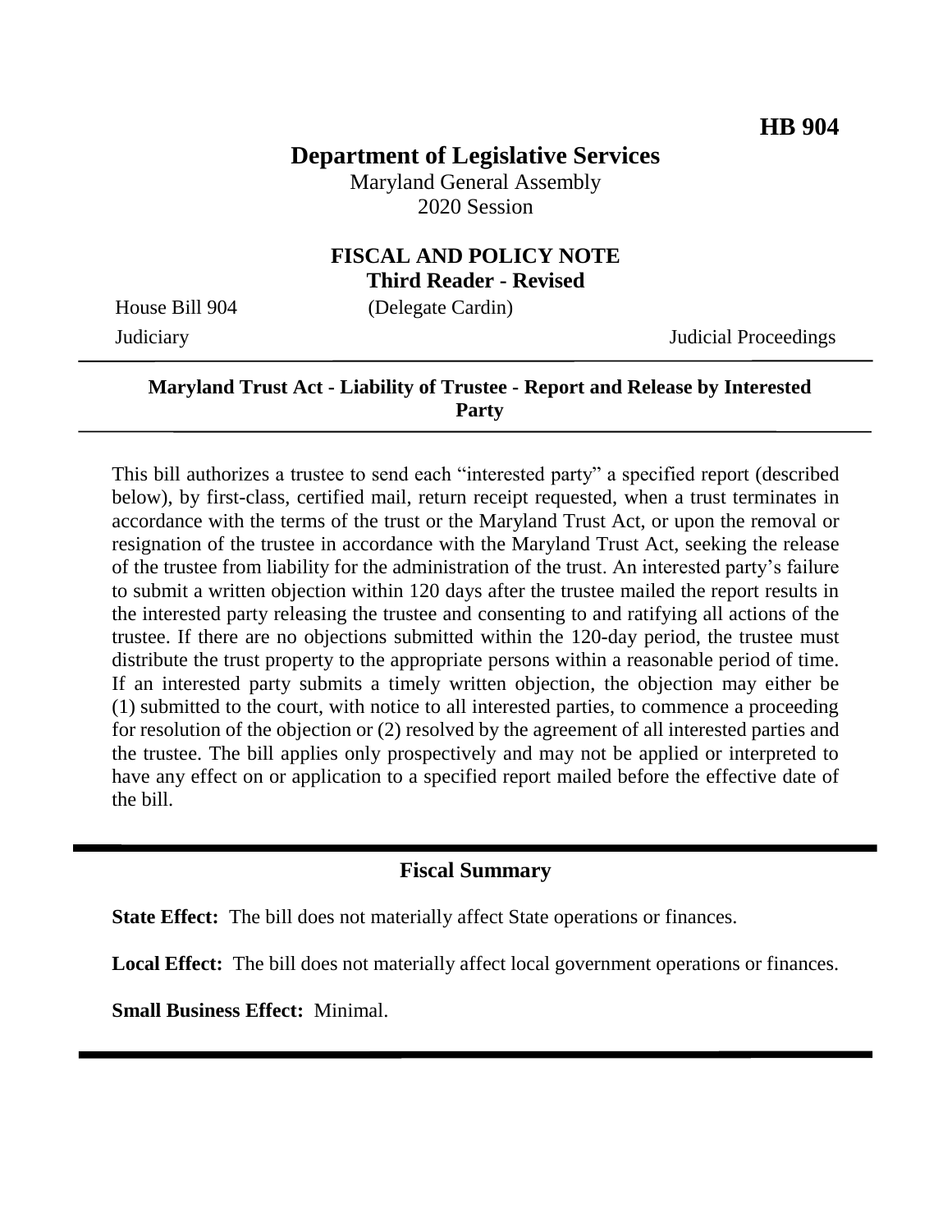**HB 904**

# Department of Legislative Services

Maryland General Assembly
2020 Session

## FISCAL AND POLICY NOTE
**Third Reader - Revised**

House Bill 904 (Delegate Cardin)
Judiciary Judicial Proceedings

**Maryland Trust Act - Liability of Trustee - Report and Release by Interested Party**

This bill authorizes a trustee to send each "interested party" a specified report (described below), by first-class, certified mail, return receipt requested, when a trust terminates in accordance with the terms of the trust or the Maryland Trust Act, or upon the removal or resignation of the trustee in accordance with the Maryland Trust Act, seeking the release of the trustee from liability for the administration of the trust. An interested party's failure to submit a written objection within 120 days after the trustee mailed the report results in the interested party releasing the trustee and consenting to and ratifying all actions of the trustee. If there are no objections submitted within the 120-day period, the trustee must distribute the trust property to the appropriate persons within a reasonable period of time. If an interested party submits a timely written objection, the objection may either be (1) submitted to the court, with notice to all interested parties, to commence a proceeding for resolution of the objection or (2) resolved by the agreement of all interested parties and the trustee. The bill applies only prospectively and may not be applied or interpreted to have any effect on or application to a specified report mailed before the effective date of the bill.

## Fiscal Summary

**State Effect:** The bill does not materially affect State operations or finances.

**Local Effect:** The bill does not materially affect local government operations or finances.

**Small Business Effect:** Minimal.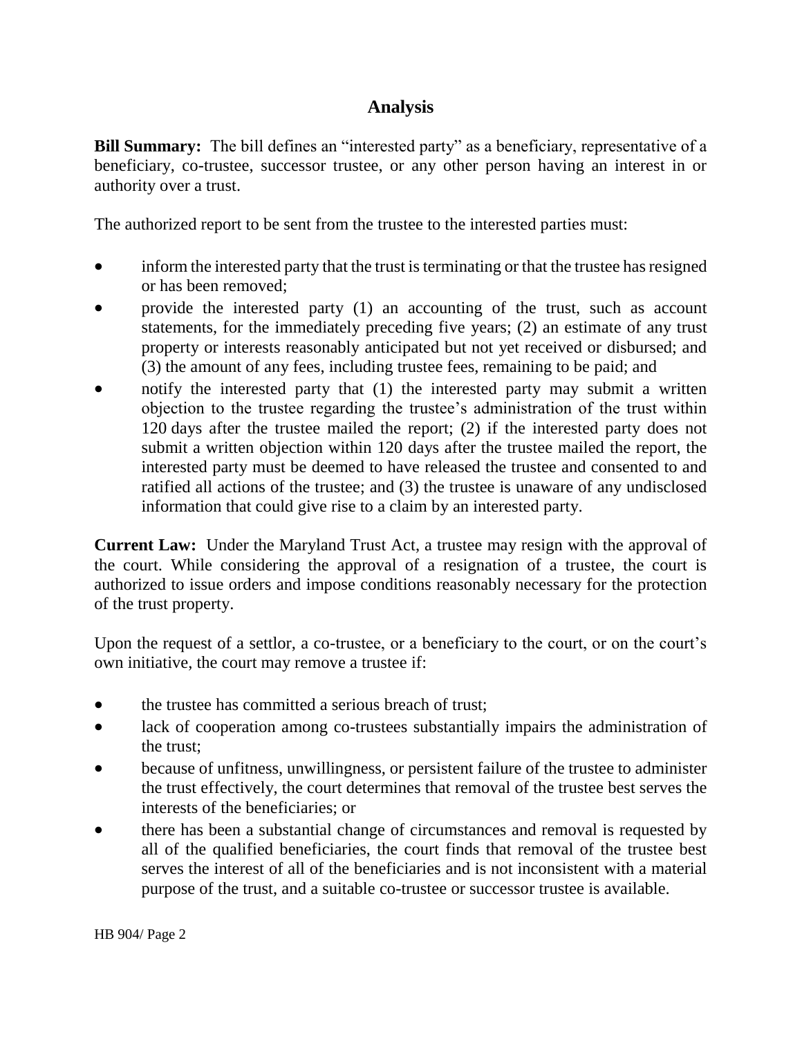## Analysis

**Bill Summary:** The bill defines an "interested party" as a beneficiary, representative of a beneficiary, co-trustee, successor trustee, or any other person having an interest in or authority over a trust.

The authorized report to be sent from the trustee to the interested parties must:

- inform the interested party that the trust is terminating or that the trustee has resigned or has been removed;
- provide the interested party (1) an accounting of the trust, such as account statements, for the immediately preceding five years; (2) an estimate of any trust property or interests reasonably anticipated but not yet received or disbursed; and (3) the amount of any fees, including trustee fees, remaining to be paid; and
- notify the interested party that (1) the interested party may submit a written objection to the trustee regarding the trustee's administration of the trust within 120 days after the trustee mailed the report; (2) if the interested party does not submit a written objection within 120 days after the trustee mailed the report, the interested party must be deemed to have released the trustee and consented to and ratified all actions of the trustee; and (3) the trustee is unaware of any undisclosed information that could give rise to a claim by an interested party.

**Current Law:** Under the Maryland Trust Act, a trustee may resign with the approval of the court. While considering the approval of a resignation of a trustee, the court is authorized to issue orders and impose conditions reasonably necessary for the protection of the trust property.

Upon the request of a settlor, a co-trustee, or a beneficiary to the court, or on the court's own initiative, the court may remove a trustee if:

- the trustee has committed a serious breach of trust;
- lack of cooperation among co-trustees substantially impairs the administration of the trust;
- because of unfitness, unwillingness, or persistent failure of the trustee to administer the trust effectively, the court determines that removal of the trustee best serves the interests of the beneficiaries; or
- there has been a substantial change of circumstances and removal is requested by all of the qualified beneficiaries, the court finds that removal of the trustee best serves the interest of all of the beneficiaries and is not inconsistent with a material purpose of the trust, and a suitable co-trustee or successor trustee is available.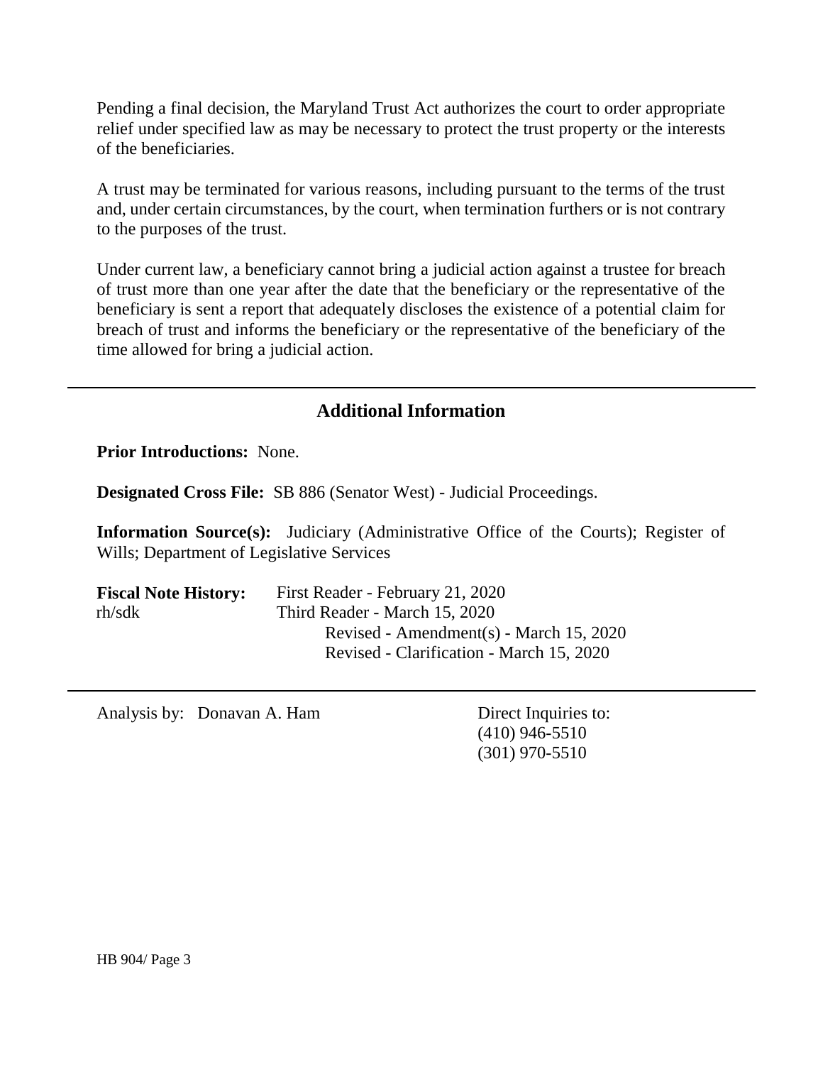Pending a final decision, the Maryland Trust Act authorizes the court to order appropriate relief under specified law as may be necessary to protect the trust property or the interests of the beneficiaries.

A trust may be terminated for various reasons, including pursuant to the terms of the trust and, under certain circumstances, by the court, when termination furthers or is not contrary to the purposes of the trust.

Under current law, a beneficiary cannot bring a judicial action against a trustee for breach of trust more than one year after the date that the beneficiary or the representative of the beneficiary is sent a report that adequately discloses the existence of a potential claim for breach of trust and informs the beneficiary or the representative of the beneficiary of the time allowed for bring a judicial action.

---

## Additional Information

**Prior Introductions:** None.

**Designated Cross File:** SB 886 (Senator West) - Judicial Proceedings.

**Information Source(s):** Judiciary (Administrative Office of the Courts); Register of Wills; Department of Legislative Services

**Fiscal Note History:** First Reader - February 21, 2020
rh/sdk Third Reader - March 15, 2020
Revised - Amendment(s) - March 15, 2020
Revised - Clarification - March 15, 2020

---

Analysis by: Donavan A. Ham

Direct Inquiries to:
(410) 946-5510
(301) 970-5510